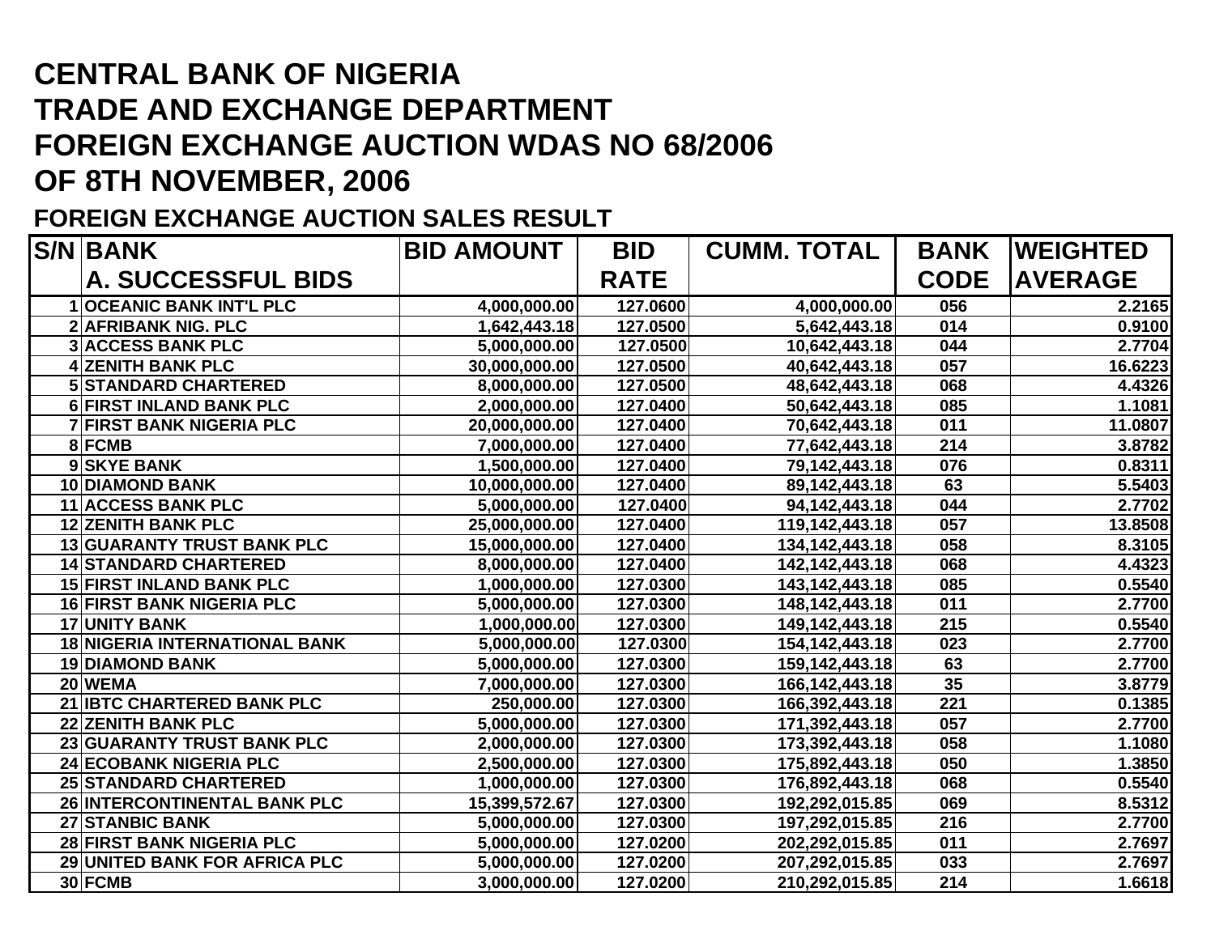# CENTRAL BANK OF NIGERIA
# TRADE AND EXCHANGE DEPARTMENT
# FOREIGN EXCHANGE AUCTION WDAS NO 68/2006
# OF 8TH NOVEMBER, 2006

## FOREIGN EXCHANGE AUCTION SALES RESULT

| S/N | BANK<br>A. SUCCESSFUL BIDS | BID AMOUNT | BID RATE | CUMM. TOTAL | BANK CODE | WEIGHTED AVERAGE |
|---|---|---|---|---|---|---|
| 1 | OCEANIC BANK INT'L PLC | 4,000,000.00 | 127.0600 | 4,000,000.00 | 056 | 2.2165 |
| 2 | AFRIBANK NIG. PLC | 1,642,443.18 | 127.0500 | 5,642,443.18 | 014 | 0.9100 |
| 3 | ACCESS BANK PLC | 5,000,000.00 | 127.0500 | 10,642,443.18 | 044 | 2.7704 |
| 4 | ZENITH BANK PLC | 30,000,000.00 | 127.0500 | 40,642,443.18 | 057 | 16.6223 |
| 5 | STANDARD CHARTERED | 8,000,000.00 | 127.0500 | 48,642,443.18 | 068 | 4.4326 |
| 6 | FIRST INLAND BANK PLC | 2,000,000.00 | 127.0400 | 50,642,443.18 | 085 | 1.1081 |
| 7 | FIRST BANK NIGERIA PLC | 20,000,000.00 | 127.0400 | 70,642,443.18 | 011 | 11.0807 |
| 8 | FCMB | 7,000,000.00 | 127.0400 | 77,642,443.18 | 214 | 3.8782 |
| 9 | SKYE BANK | 1,500,000.00 | 127.0400 | 79,142,443.18 | 076 | 0.8311 |
| 10 | DIAMOND BANK | 10,000,000.00 | 127.0400 | 89,142,443.18 | 63 | 5.5403 |
| 11 | ACCESS BANK PLC | 5,000,000.00 | 127.0400 | 94,142,443.18 | 044 | 2.7702 |
| 12 | ZENITH BANK PLC | 25,000,000.00 | 127.0400 | 119,142,443.18 | 057 | 13.8508 |
| 13 | GUARANTY TRUST BANK PLC | 15,000,000.00 | 127.0400 | 134,142,443.18 | 058 | 8.3105 |
| 14 | STANDARD CHARTERED | 8,000,000.00 | 127.0400 | 142,142,443.18 | 068 | 4.4323 |
| 15 | FIRST INLAND BANK PLC | 1,000,000.00 | 127.0300 | 143,142,443.18 | 085 | 0.5540 |
| 16 | FIRST BANK NIGERIA PLC | 5,000,000.00 | 127.0300 | 148,142,443.18 | 011 | 2.7700 |
| 17 | UNITY BANK | 1,000,000.00 | 127.0300 | 149,142,443.18 | 215 | 0.5540 |
| 18 | NIGERIA INTERNATIONAL BANK | 5,000,000.00 | 127.0300 | 154,142,443.18 | 023 | 2.7700 |
| 19 | DIAMOND BANK | 5,000,000.00 | 127.0300 | 159,142,443.18 | 63 | 2.7700 |
| 20 | WEMA | 7,000,000.00 | 127.0300 | 166,142,443.18 | 35 | 3.8779 |
| 21 | IBTC CHARTERED BANK PLC | 250,000.00 | 127.0300 | 166,392,443.18 | 221 | 0.1385 |
| 22 | ZENITH BANK PLC | 5,000,000.00 | 127.0300 | 171,392,443.18 | 057 | 2.7700 |
| 23 | GUARANTY TRUST BANK PLC | 2,000,000.00 | 127.0300 | 173,392,443.18 | 058 | 1.1080 |
| 24 | ECOBANK NIGERIA PLC | 2,500,000.00 | 127.0300 | 175,892,443.18 | 050 | 1.3850 |
| 25 | STANDARD CHARTERED | 1,000,000.00 | 127.0300 | 176,892,443.18 | 068 | 0.5540 |
| 26 | INTERCONTINENTAL BANK PLC | 15,399,572.67 | 127.0300 | 192,292,015.85 | 069 | 8.5312 |
| 27 | STANBIC BANK | 5,000,000.00 | 127.0300 | 197,292,015.85 | 216 | 2.7700 |
| 28 | FIRST BANK NIGERIA PLC | 5,000,000.00 | 127.0200 | 202,292,015.85 | 011 | 2.7697 |
| 29 | UNITED BANK FOR AFRICA PLC | 5,000,000.00 | 127.0200 | 207,292,015.85 | 033 | 2.7697 |
| 30 | FCMB | 3,000,000.00 | 127.0200 | 210,292,015.85 | 214 | 1.6618 |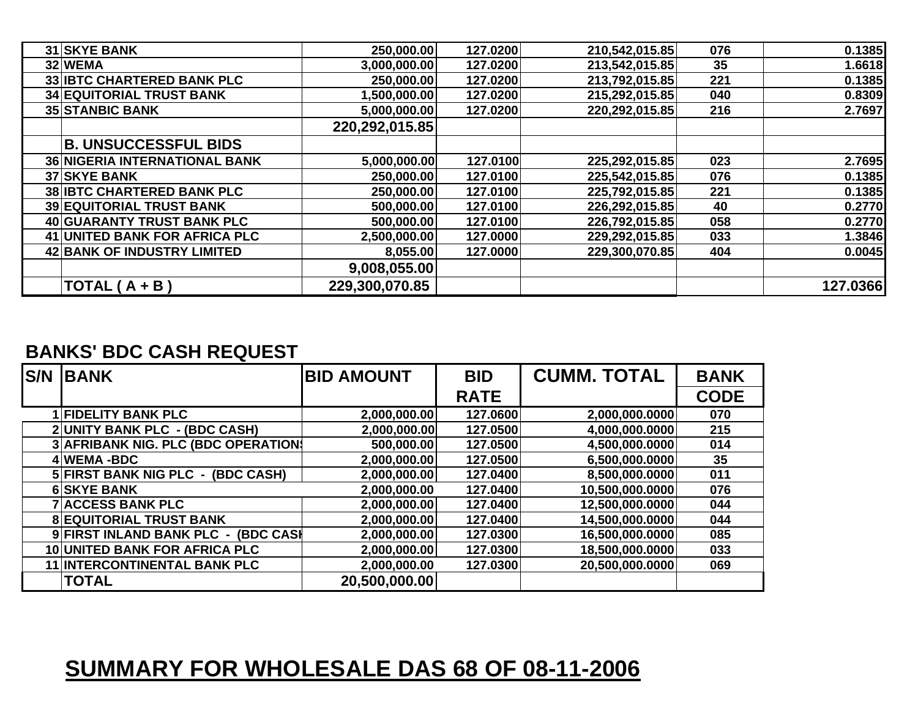| | | | | | | |
|---|---|---|---|---|---|---|
| 31 | SKYE BANK | 250,000.00 | 127.0200 | 210,542,015.85 | 076 | 0.1385 |
| 32 | WEMA | 3,000,000.00 | 127.0200 | 213,542,015.85 | 35 | 1.6618 |
| 33 | IBTC CHARTERED BANK PLC | 250,000.00 | 127.0200 | 213,792,015.85 | 221 | 0.1385 |
| 34 | EQUITORIAL TRUST BANK | 1,500,000.00 | 127.0200 | 215,292,015.85 | 040 | 0.8309 |
| 35 | STANBIC BANK | 5,000,000.00 | 127.0200 | 220,292,015.85 | 216 | 2.7697 |
| | | 220,292,015.85 | | | | |
| | **B. UNSUCCESSFUL BIDS** | | | | | |
| 36 | NIGERIA INTERNATIONAL BANK | 5,000,000.00 | 127.0100 | 225,292,015.85 | 023 | 2.7695 |
| 37 | SKYE BANK | 250,000.00 | 127.0100 | 225,542,015.85 | 076 | 0.1385 |
| 38 | IBTC CHARTERED BANK PLC | 250,000.00 | 127.0100 | 225,792,015.85 | 221 | 0.1385 |
| 39 | EQUITORIAL TRUST BANK | 500,000.00 | 127.0100 | 226,292,015.85 | 40 | 0.2770 |
| 40 | GUARANTY TRUST BANK PLC | 500,000.00 | 127.0100 | 226,792,015.85 | 058 | 0.2770 |
| 41 | UNITED BANK FOR AFRICA PLC | 2,500,000.00 | 127.0000 | 229,292,015.85 | 033 | 1.3846 |
| 42 | BANK OF INDUSTRY LIMITED | 8,055.00 | 127.0000 | 229,300,070.85 | 404 | 0.0045 |
| | | 9,008,055.00 | | | | |
| | **TOTAL ( A + B )** | 229,300,070.85 | | | | 127.0366 |

## BANKS' BDC CASH REQUEST

| S/N | BANK | BID AMOUNT | BID RATE | CUMM. TOTAL | BANK CODE |
|---|---|---|---|---|---|
| 1 | FIDELITY BANK PLC | 2,000,000.00 | 127.0600 | 2,000,000.0000 | 070 |
| 2 | UNITY BANK PLC - (BDC CASH) | 2,000,000.00 | 127.0500 | 4,000,000.0000 | 215 |
| 3 | AFRIBANK NIG. PLC (BDC OPERATION | 500,000.00 | 127.0500 | 4,500,000.0000 | 014 |
| 4 | WEMA -BDC | 2,000,000.00 | 127.0500 | 6,500,000.0000 | 35 |
| 5 | FIRST BANK NIG PLC - (BDC CASH) | 2,000,000.00 | 127.0400 | 8,500,000.0000 | 011 |
| 6 | SKYE BANK | 2,000,000.00 | 127.0400 | 10,500,000.0000 | 076 |
| 7 | ACCESS BANK PLC | 2,000,000.00 | 127.0400 | 12,500,000.0000 | 044 |
| 8 | EQUITORIAL TRUST BANK | 2,000,000.00 | 127.0400 | 14,500,000.0000 | 044 |
| 9 | FIRST INLAND BANK PLC - (BDC CASH | 2,000,000.00 | 127.0300 | 16,500,000.0000 | 085 |
| 10 | UNITED BANK FOR AFRICA PLC | 2,000,000.00 | 127.0300 | 18,500,000.0000 | 033 |
| 11 | INTERCONTINENTAL BANK PLC | 2,000,000.00 | 127.0300 | 20,500,000.0000 | 069 |
| | **TOTAL** | 20,500,000.00 | | | |

## SUMMARY FOR WHOLESALE DAS 68 OF 08-11-2006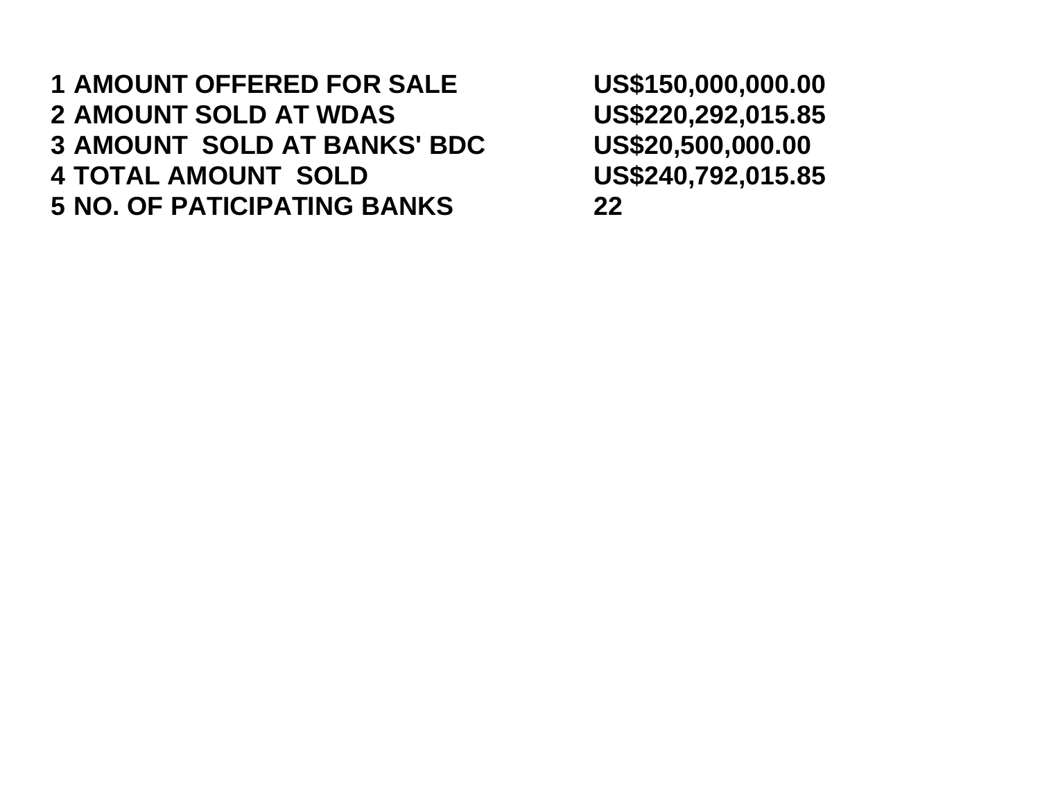| | | |
|---|---|---|
| 1 | **AMOUNT OFFERED FOR SALE** | **US$150,000,000.00** |
| 2 | **AMOUNT SOLD AT WDAS** | **US$220,292,015.85** |
| 3 | **AMOUNT SOLD AT BANKS' BDC** | **US$20,500,000.00** |
| 4 | **TOTAL AMOUNT SOLD** | **US$240,792,015.85** |
| 5 | **NO. OF PATICIPATING BANKS** | **22** |